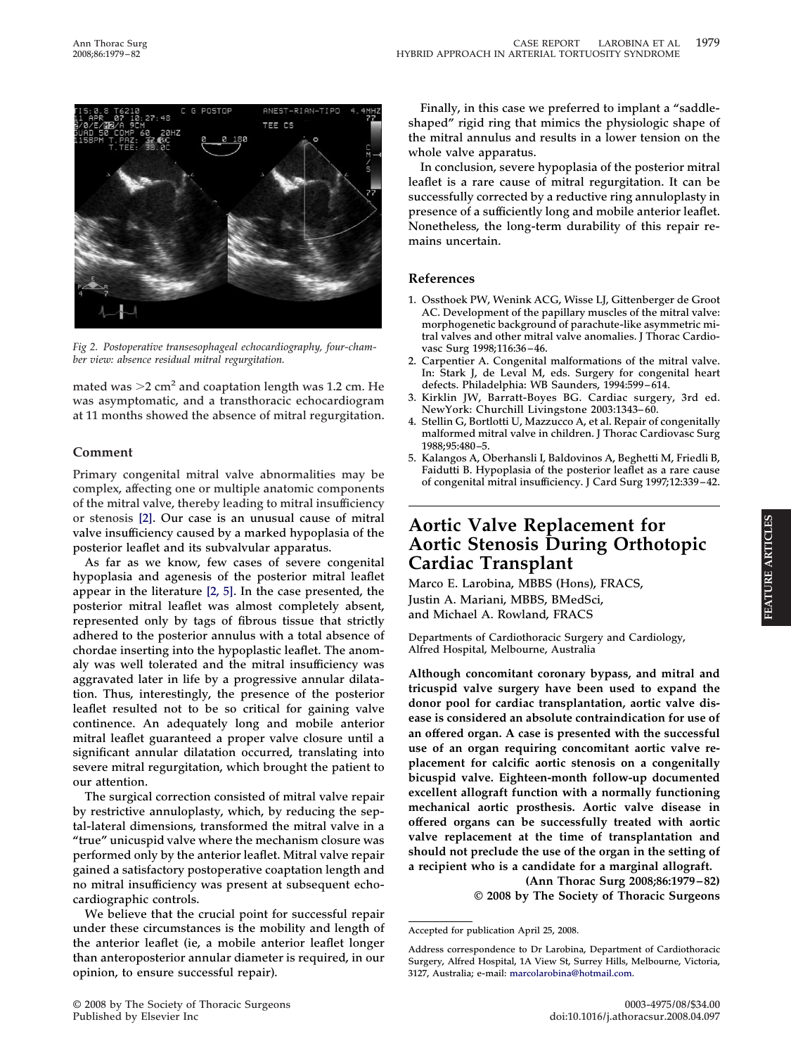Fig 2. Postoperative transesophageal echocardiography, four-chamber view: absence residual mitral regurgitation.

mated was >2 $cm^2$ and coaptation length was 1.2 cm. He was asymptomatic, and a transthoracic echocardiogram at 11 months showed the absence of mitral regurgitation.

## Comment

Primary congenital mitral valve abnormalities may be complex, affecting one or multiple anatomic components of the mitral valve, thereby leading to mitral insufficiency or stenosis [2]. Our case is an unusual cause of mitral valve insufficiency caused by a marked hypoplasia of the posterior leaflet and its subvalvular apparatus.

As far as we know, few cases of severe congenital hypoplasia and agenesis of the posterior mitral leaflet appear in the literature [2, 5]. In the case presented, the posterior mitral leaflet was almost completely absent, represented only by tags of fibrous tissue that strictly adhered to the posterior annulus with a total absence of chordae inserting into the hypoplastic leaflet. The anomaly was well tolerated and the mitral insufficiency was aggravated later in life by a progressive annular dilatation. Thus, interestingly, the presence of the posterior leaflet resulted not to be so critical for gaining valve continence. An adequately long and mobile anterior mitral leaflet guaranteed a proper valve closure until a significant annular dilatation occurred, translating into severe mitral regurgitation, which brought the patient to our attention.

The surgical correction consisted of mitral valve repair by restrictive annuloplasty, which, by reducing the septal-lateral dimensions, transformed the mitral valve in a "true" unicuspid valve where the mechanism closure was performed only by the anterior leaflet. Mitral valve repair gained a satisfactory postoperative coaptation length and no mitral insufficiency was present at subsequent echocardiographic controls.

We believe that the crucial point for successful repair under these circumstances is the mobility and length of the anterior leaflet (ie, a mobile anterior leaflet longer than anteroposterior annular diameter is required, in our opinion, to ensure successful repair).

Finally, in this case we preferred to implant a "saddle-shaped" rigid ring that mimics the physiologic shape of the mitral annulus and results in a lower tension on the whole valve apparatus.

In conclusion, severe hypoplasia of the posterior mitral leaflet is a rare cause of mitral regurgitation. It can be successfully corrected by a reductive ring annuloplasty in presence of a sufficiently long and mobile anterior leaflet. Nonetheless, the long-term durability of this repair remains uncertain.

## References

1. Ossthoek PW, Wenink ACG, Wisse LJ, Gittenberger de Groot AC. Development of the papillary muscles of the mitral valve: morphogenetic background of parachute-like asymmetric mitral valves and other mitral valve anomalies. J Thorac Cardiovasc Surg 1998;116:36–46.
2. Carpentier A. Congenital malformations of the mitral valve. In: Stark J, de Leval M, eds. Surgery for congenital heart defects. Philadelphia: WB Saunders, 1994:599–614.
3. Kirklin JW, Barratt-Boyes BG. Cardiac surgery, 3rd ed. NewYork: Churchill Livingstone 2003:1343–60.
4. Stellin G, Bortlotti U, Mazzucco A, et al. Repair of congenitally malformed mitral valve in children. J Thorac Cardiovasc Surg 1988;95:480–5.
5. Kalangos A, Oberhansli I, Baldovinos A, Beghetti M, Friedli B, Faidutti B. Hypoplasia of the posterior leaflet as a rare cause of congenital mitral insufficiency. J Card Surg 1997;12:339–42.

# Aortic Valve Replacement for Aortic Stenosis During Orthotopic Cardiac Transplant

Marco E. Larobina, MBBS (Hons), FRACS, Justin A. Mariani, MBBS, BMedSci, and Michael A. Rowland, FRACS

Departments of Cardiothoracic Surgery and Cardiology, Alfred Hospital, Melbourne, Australia

**Although concomitant coronary bypass, and mitral and tricuspid valve surgery have been used to expand the donor pool for cardiac transplantation, aortic valve disease is considered an absolute contraindication for use of an offered organ. A case is presented with the successful use of an organ requiring concomitant aortic valve replacement for calcific aortic stenosis on a congenitally bicuspid valve. Eighteen-month follow-up documented excellent allograft function with a normally functioning mechanical aortic prosthesis. Aortic valve disease in offered organs can be successfully treated with aortic valve replacement at the time of transplantation and should not preclude the use of the organ in the setting of a recipient who is a candidate for a marginal allograft.**

**(Ann Thorac Surg 2008;86:1979–82)**
**© 2008 by The Society of Thoracic Surgeons**

Accepted for publication April 25, 2008.

Address correspondence to Dr Larobina, Department of Cardiothoracic Surgery, Alfred Hospital, 1A View St, Surrey Hills, Melbourne, Victoria, 3127, Australia; e-mail: marcolarobina@hotmail.com.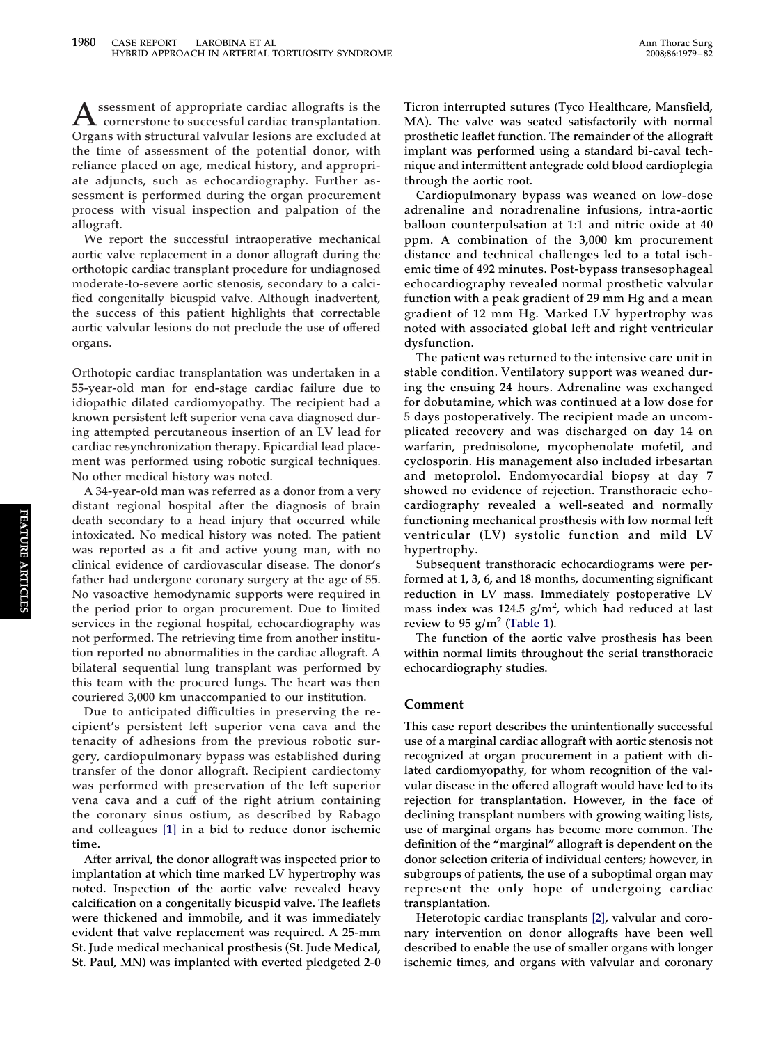Assessment of appropriate cardiac allografts is the cornerstone to successful cardiac transplantation. Organs with structural valvular lesions are excluded at the time of assessment of the potential donor, with reliance placed on age, medical history, and appropriate adjuncts, such as echocardiography. Further assessment is performed during the organ procurement process with visual inspection and palpation of the allograft.

We report the successful intraoperative mechanical aortic valve replacement in a donor allograft during the orthotopic cardiac transplant procedure for undiagnosed moderate-to-severe aortic stenosis, secondary to a calcified congenitally bicuspid valve. Although inadvertent, the success of this patient highlights that correctable aortic valvular lesions do not preclude the use of offered organs.

Orthotopic cardiac transplantation was undertaken in a 55-year-old man for end-stage cardiac failure due to idiopathic dilated cardiomyopathy. The recipient had a known persistent left superior vena cava diagnosed during attempted percutaneous insertion of an LV lead for cardiac resynchronization therapy. Epicardial lead placement was performed using robotic surgical techniques. No other medical history was noted.

A 34-year-old man was referred as a donor from a very distant regional hospital after the diagnosis of brain death secondary to a head injury that occurred while intoxicated. No medical history was noted. The patient was reported as a fit and active young man, with no clinical evidence of cardiovascular disease. The donor's father had undergone coronary surgery at the age of 55. No vasoactive hemodynamic supports were required in the period prior to organ procurement. Due to limited services in the regional hospital, echocardiography was not performed. The retrieving time from another institution reported no abnormalities in the cardiac allograft. A bilateral sequential lung transplant was performed by this team with the procured lungs. The heart was then couriered 3,000 km unaccompanied to our institution.

Due to anticipated difficulties in preserving the recipient's persistent left superior vena cava and the tenacity of adhesions from the previous robotic surgery, cardiopulmonary bypass was established during transfer of the donor allograft. Recipient cardiectomy was performed with preservation of the left superior vena cava and a cuff of the right atrium containing the coronary sinus ostium, as described by Rabago and colleagues [1] in a bid to reduce donor ischemic time.

After arrival, the donor allograft was inspected prior to implantation at which time marked LV hypertrophy was noted. Inspection of the aortic valve revealed heavy calcification on a congenitally bicuspid valve. The leaflets were thickened and immobile, and it was immediately evident that valve replacement was required. A 25-mm St. Jude medical mechanical prosthesis (St. Jude Medical, St. Paul, MN) was implanted with everted pledgeted 2-0 Ticron interrupted sutures (Tyco Healthcare, Mansfield, MA). The valve was seated satisfactorily with normal prosthetic leaflet function. The remainder of the allograft implant was performed using a standard bi-caval technique and intermittent antegrade cold blood cardioplegia through the aortic root.

Cardiopulmonary bypass was weaned on low-dose adrenaline and noradrenaline infusions, intra-aortic balloon counterpulsation at 1:1 and nitric oxide at 40 ppm. A combination of the 3,000 km procurement distance and technical challenges led to a total ischemic time of 492 minutes. Post-bypass transesophageal echocardiography revealed normal prosthetic valvular function with a peak gradient of 29 mm Hg and a mean gradient of 12 mm Hg. Marked LV hypertrophy was noted with associated global left and right ventricular dysfunction.

The patient was returned to the intensive care unit in stable condition. Ventilatory support was weaned during the ensuing 24 hours. Adrenaline was exchanged for dobutamine, which was continued at a low dose for 5 days postoperatively. The recipient made an uncomplicated recovery and was discharged on day 14 on warfarin, prednisolone, mycophenolate mofetil, and cyclosporin. His management also included irbesartan and metoprolol. Endomyocardial biopsy at day 7 showed no evidence of rejection. Transthoracic echocardiography revealed a well-seated and normally functioning mechanical prosthesis with low normal left ventricular (LV) systolic function and mild LV hypertrophy.

Subsequent transthoracic echocardiograms were performed at 1, 3, 6, and 18 months, documenting significant reduction in LV mass. Immediately postoperative LV mass index was 124.5 g/m$^2$, which had reduced at last review to 95 g/m$^2$ (Table 1).

The function of the aortic valve prosthesis has been within normal limits throughout the serial transthoracic echocardiography studies.

## Comment

This case report describes the unintentionally successful use of a marginal cardiac allograft with aortic stenosis not recognized at organ procurement in a patient with dilated cardiomyopathy, for whom recognition of the valvular disease in the offered allograft would have led to its rejection for transplantation. However, in the face of declining transplant numbers with growing waiting lists, use of marginal organs has become more common. The definition of the "marginal" allograft is dependent on the donor selection criteria of individual centers; however, in subgroups of patients, the use of a suboptimal organ may represent the only hope of undergoing cardiac transplantation.

Heterotopic cardiac transplants [2], valvular and coronary intervention on donor allografts have been well described to enable the use of smaller organs with longer ischemic times, and organs with valvular and coronary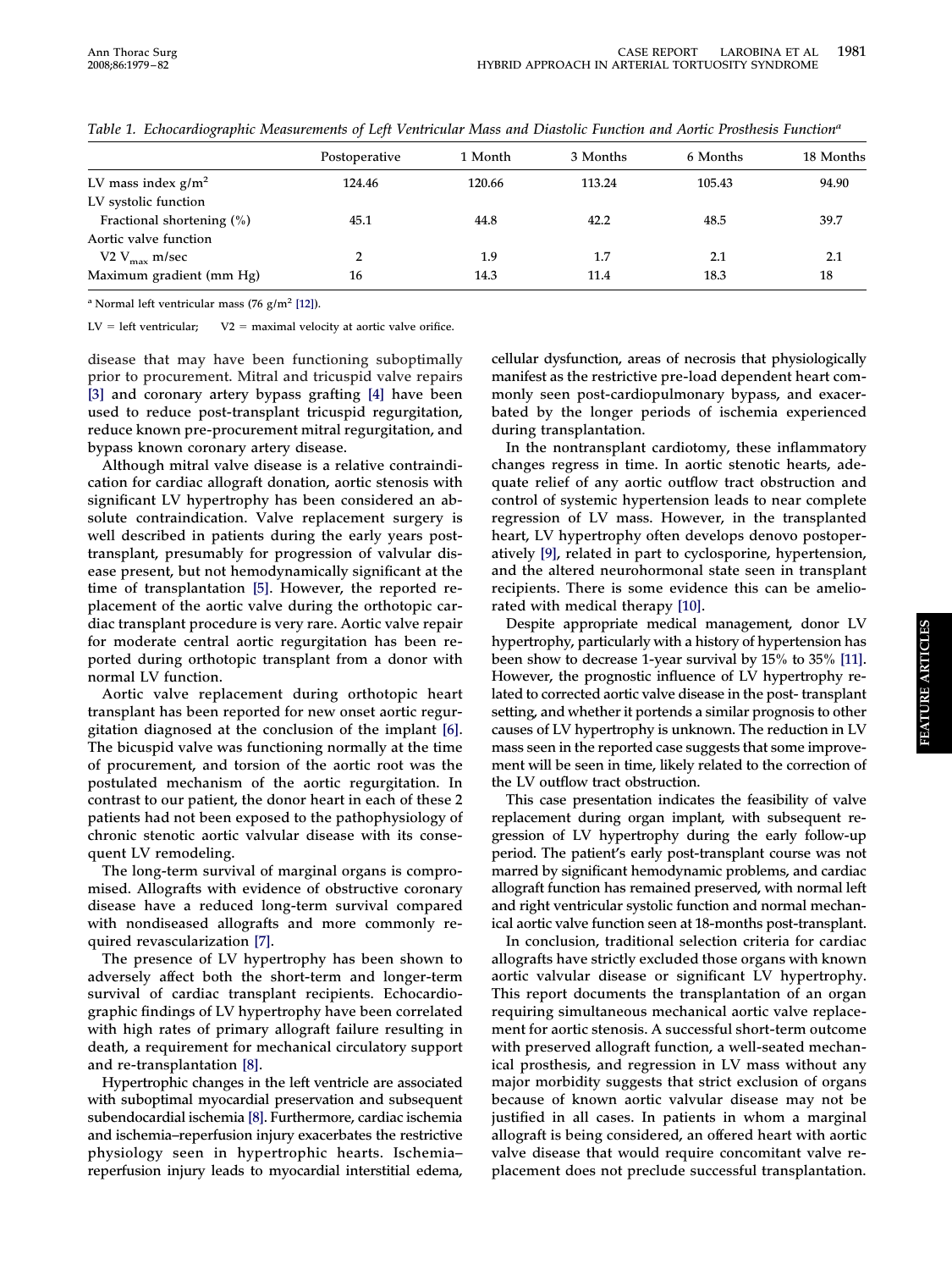*Table 1. Echocardiographic Measurements of Left Ventricular Mass and Diastolic Function and Aortic Prosthesis Function*[a]

| | Postoperative | 1 Month | 3 Months | 6 Months | 18 Months |
|---|---|---|---|---|---|
| LV mass index $g/m^2$ | 124.46 | 120.66 | 113.24 | 105.43 | 94.90 |
| LV systolic function | | | | | |
| Fractional shortening (%) | 45.1 | 44.8 | 42.2 | 48.5 | 39.7 |
| Aortic valve function | | | | | |
| V2 $V_{max}$ m/sec | 2 | 1.9 | 1.7 | 2.1 | 2.1 |
| Maximum gradient (mm Hg) | 16 | 14.3 | 11.4 | 18.3 | 18 |

[a] Normal left ventricular mass (76 $g/m^2$ [12]).

LV = left ventricular; V2 = maximal velocity at aortic valve orifice.

disease that may have been functioning suboptimally prior to procurement. Mitral and tricuspid valve repairs [3] and coronary artery bypass grafting [4] have been used to reduce post-transplant tricuspid regurgitation, reduce known pre-procurement mitral regurgitation, and bypass known coronary artery disease.

Although mitral valve disease is a relative contraindication for cardiac allograft donation, aortic stenosis with significant LV hypertrophy has been considered an absolute contraindication. Valve replacement surgery is well described in patients during the early years post-transplant, presumably for progression of valvular disease present, but not hemodynamically significant at the time of transplantation [5]. However, the reported replacement of the aortic valve during the orthotopic cardiac transplant procedure is very rare. Aortic valve repair for moderate central aortic regurgitation has been reported during orthotopic transplant from a donor with normal LV function.

Aortic valve replacement during orthotopic heart transplant has been reported for new onset aortic regurgitation diagnosed at the conclusion of the implant [6]. The bicuspid valve was functioning normally at the time of procurement, and torsion of the aortic root was the postulated mechanism of the aortic regurgitation. In contrast to our patient, the donor heart in each of these 2 patients had not been exposed to the pathophysiology of chronic stenotic aortic valvular disease with its consequent LV remodeling.

The long-term survival of marginal organs is compromised. Allografts with evidence of obstructive coronary disease have a reduced long-term survival compared with nondiseased allografts and more commonly required revascularization [7].

The presence of LV hypertrophy has been shown to adversely affect both the short-term and longer-term survival of cardiac transplant recipients. Echocardiographic findings of LV hypertrophy have been correlated with high rates of primary allograft failure resulting in death, a requirement for mechanical circulatory support and re-transplantation [8].

Hypertrophic changes in the left ventricle are associated with suboptimal myocardial preservation and subsequent subendocardial ischemia [8]. Furthermore, cardiac ischemia and ischemia–reperfusion injury exacerbates the restrictive physiology seen in hypertrophic hearts. Ischemia–reperfusion injury leads to myocardial interstitial edema, cellular dysfunction, areas of necrosis that physiologically manifest as the restrictive pre-load dependent heart commonly seen post-cardiopulmonary bypass, and exacerbated by the longer periods of ischemia experienced during transplantation.

In the nontransplant cardiotomy, these inflammatory changes regress in time. In aortic stenotic hearts, adequate relief of any aortic outflow tract obstruction and control of systemic hypertension leads to near complete regression of LV mass. However, in the transplanted heart, LV hypertrophy often develops denovo postoperatively [9], related in part to cyclosporine, hypertension, and the altered neurohormonal state seen in transplant recipients. There is some evidence this can be ameliorated with medical therapy [10].

Despite appropriate medical management, donor LV hypertrophy, particularly with a history of hypertension has been show to decrease 1-year survival by 15% to 35% [11]. However, the prognostic influence of LV hypertrophy related to corrected aortic valve disease in the post- transplant setting, and whether it portends a similar prognosis to other causes of LV hypertrophy is unknown. The reduction in LV mass seen in the reported case suggests that some improvement will be seen in time, likely related to the correction of the LV outflow tract obstruction.

This case presentation indicates the feasibility of valve replacement during organ implant, with subsequent regression of LV hypertrophy during the early follow-up period. The patient's early post-transplant course was not marred by significant hemodynamic problems, and cardiac allograft function has remained preserved, with normal left and right ventricular systolic function and normal mechanical aortic valve function seen at 18-months post-transplant.

In conclusion, traditional selection criteria for cardiac allografts have strictly excluded those organs with known aortic valvular disease or significant LV hypertrophy. This report documents the transplantation of an organ requiring simultaneous mechanical aortic valve replacement for aortic stenosis. A successful short-term outcome with preserved allograft function, a well-seated mechanical prosthesis, and regression in LV mass without any major morbidity suggests that strict exclusion of organs because of known aortic valvular disease may not be justified in all cases. In patients in whom a marginal allograft is being considered, an offered heart with aortic valve disease that would require concomitant valve replacement does not preclude successful transplantation.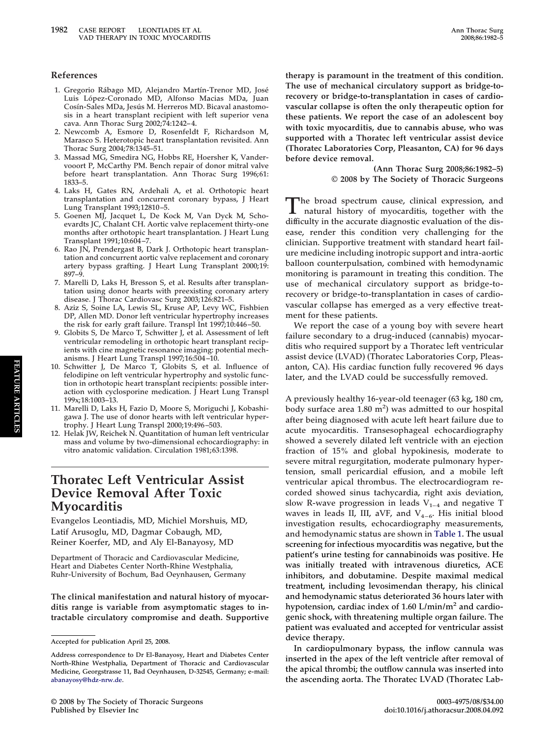## References

1. Gregorio Rábago MD, Alejandro Martín-Trenor MD, José Luis López-Coronado MD, Alfonso Macias MDa, Juan Cosín-Sales MDa, Jesús M. Herreros MD. Bicaval anastomosis in a heart transplant recipient with left superior vena cava. Ann Thorac Surg 2002;74:1242–4.
2. Newcomb A, Esmore D, Rosenfeldt F, Richardson M, Marasco S. Heterotopic heart transplantation revisited. Ann Thorac Surg 2004;78:1345–51.
3. Massad MG, Smedira NG, Hobbs RE, Hoersher K, Vandervooort P, McCarthy PM. Bench repair of donor mitral valve before heart transplantation. Ann Thorac Surg 1996;61:1833–5.
4. Laks H, Gates RN, Ardehali A, et al. Orthotopic heart transplantation and concurrent coronary bypass, J Heart Lung Transplant 1993;12810–5.
5. Goenen MJ, Jacquet L, De Kock M, Van Dyck M, Schoevardts JC, Chalant CH. Aortic valve replacement thirty-one months after orthotopic heart transplantation. J Heart Lung Transplant 1991;10:604–7.
6. Rao JN, Prendergast B, Dark J. Orthotopic heart transplantation and concurrent aortic valve replacement and coronary artery bypass grafting. J Heart Lung Transplant 2000;19:897–9.
7. Marelli D, Laks H, Bresson S, et al. Results after transplantation using donor hearts with preexisting coronary artery disease. J Thorac Cardiovasc Surg 2003;126:821–5.
8. Aziz S, Soine LA, Lewis SL, Kruse AP, Levy WC, Fishbien DP, Allen MD. Donor left ventricular hypertrophy increases the risk for early graft failure. Transpl Int 1997;10:446–50.
9. Globits S, De Marco T, Schwitter J, et al. Assessment of left ventricular remodeling in orthotopic heart transplant recipients with cine magnetic resonance imaging: potential mechanisms. J Heart Lung Transpl 1997;16:504–10.
10. Schwitter J, De Marco T, Globits S, et al. Influence of felodipine on left ventricular hypertrophy and systolic function in orthotopic heart transplant recipients: possible interaction with cyclosporine medication. J Heart Lung Transpl 199x;18:1003–13.
11. Marelli D, Laks H, Fazio D, Moore S, Moriguchi J, Kobashigawa J. The use of donor hearts with left ventricular hypertrophy. J Heart Lung Transpl 2000;19:496–503.
12. Helak JW, Reichek N. Quantitation of human left ventricular mass and volume by two-dimensional echocardiography: in vitro anatomic validation. Circulation 1981;63:1398.

# Thoratec Left Ventricular Assist Device Removal After Toxic Myocarditis

Evangelos Leontiadis, MD, Michiel Morshuis, MD, Latif Arusoglu, MD, Dagmar Cobaugh, MD, Reiner Koerfer, MD, and Aly El-Banayosy, MD

Department of Thoracic and Cardiovascular Medicine, Heart and Diabetes Center North-Rhine Westphalia, Ruhr-University of Bochum, Bad Oeynhausen, Germany

**The clinical manifestation and natural history of myocarditis range is variable from asymptomatic stages to intractable circulatory compromise and death. Supportive therapy is paramount in the treatment of this condition. The use of mechanical circulatory support as bridge-to-recovery or bridge-to-transplantation in cases of cardiovascular collapse is often the only therapeutic option for these patients. We report the case of an adolescent boy with toxic myocarditis, due to cannabis abuse, who was supported with a Thoratec left ventricular assist device (Thoratec Laboratories Corp, Pleasanton, CA) for 96 days before device removal.**

**(Ann Thorac Surg 2008;86:1982–5)**
**© 2008 by The Society of Thoracic Surgeons**

The broad spectrum cause, clinical expression, and natural history of myocarditis, together with the difficulty in the accurate diagnostic evaluation of the disease, render this condition very challenging for the clinician. Supportive treatment with standard heart failure medicine including inotropic support and intra-aortic balloon counterpulsation, combined with hemodynamic monitoring is paramount in treating this condition. The use of mechanical circulatory support as bridge-to-recovery or bridge-to-transplantation in cases of cardiovascular collapse has emerged as a very effective treatment for these patients.

We report the case of a young boy with severe heart failure secondary to a drug-induced (cannabis) myocarditis who required support by a Thoratec left ventricular assist device (LVAD) (Thoratec Laboratories Corp, Pleasanton, CA). His cardiac function fully recovered 96 days later, and the LVAD could be successfully removed.

A previously healthy 16-year-old teenager (63 kg, 180 cm, body surface area 1.80 $m^2$) was admitted to our hospital after being diagnosed with acute left heart failure due to acute myocarditis. Transesophageal echocardiography showed a severely dilated left ventricle with an ejection fraction of 15% and global hypokinesis, moderate to severe mitral regurgitation, moderate pulmonary hypertension, small pericardial effusion, and a mobile left ventricular apical thrombus. The electrocardiogram recorded showed sinus tachycardia, right axis deviation, slow R-wave progression in leads $V_{1-4}$ and negative T waves in leads II, III, aVF, and $V_{4-6}$. His initial blood investigation results, echocardiography measurements, and hemodynamic status are shown in Table 1. The usual screening for infectious myocarditis was negative, but the patient's urine testing for cannabinoids was positive. He was initially treated with intravenous diuretics, ACE inhibitors, and dobutamine. Despite maximal medical treatment, including levosimendan therapy, his clinical and hemodynamic status deteriorated 36 hours later with hypotension, cardiac index of 1.60 L/min/$m^2$ and cardiogenic shock, with threatening multiple organ failure. The patient was evaluated and accepted for ventricular assist device therapy.

In cardiopulmonary bypass, the inflow cannula was inserted in the apex of the left ventricle after removal of the apical thrombi; the outflow cannula was inserted into the ascending aorta. The Thoratec LVAD (Thoratec Lab-

Accepted for publication April 25, 2008.

Address correspondence to Dr El-Banayosy, Heart and Diabetes Center North-Rhine Westphalia, Department of Thoracic and Cardiovascular Medicine, Georgstrasse 11, Bad Oeynhausen, D-32545, Germany; e-mail: abanayosy@hdz-nrw.de.

© 2008 by The Society of Thoracic Surgeons
Published by Elsevier Inc

0003-4975/08/$34.00
doi:10.1016/j.athoracsur.2008.04.092